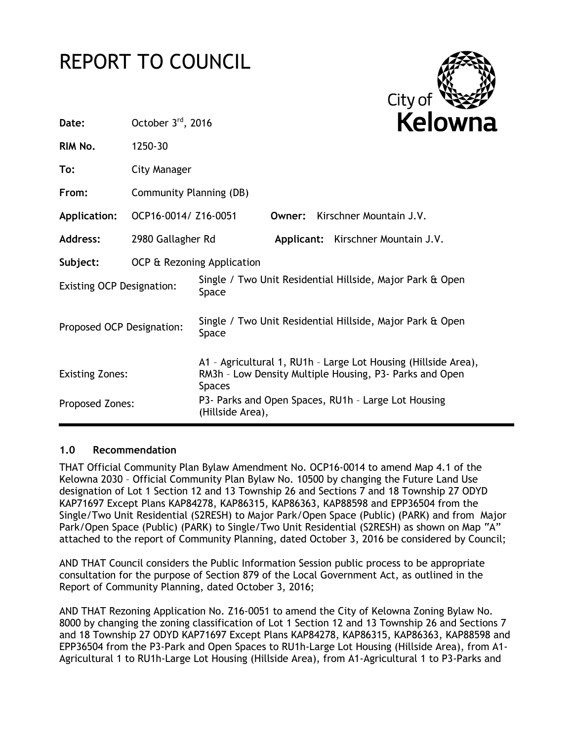# REPORT TO COUNCIL

| | | | |
|---|---|---|---|
| **Date:** | October 3rd, 2016 | | |
| **RIM No.** | 1250-30 | | |
| **To:** | City Manager | | |
| **From:** | Community Planning (DB) | | |
| **Application:** | OCP16-0014/ Z16-0051 | **Owner:** | Kirschner Mountain J.V. |
| **Address:** | 2980 Gallagher Rd | **Applicant:** | Kirschner Mountain J.V. |
| **Subject:** | OCP & Rezoning Application | | |
| Existing OCP Designation: | Single / Two Unit Residential Hillside, Major Park & Open Space | | |
| Proposed OCP Designation: | Single / Two Unit Residential Hillside, Major Park & Open Space | | |
| Existing Zones: | A1 – Agricultural 1, RU1h – Large Lot Housing (Hillside Area), RM3h – Low Density Multiple Housing, P3- Parks and Open Spaces | | |
| Proposed Zones: | P3- Parks and Open Spaces, RU1h – Large Lot Housing (Hillside Area), | | |

## 1.0 Recommendation

THAT Official Community Plan Bylaw Amendment No. OCP16-0014 to amend Map 4.1 of the Kelowna 2030 – Official Community Plan Bylaw No. 10500 by changing the Future Land Use designation of Lot 1 Section 12 and 13 Township 26 and Sections 7 and 18 Township 27 ODYD KAP71697 Except Plans KAP84278, KAP86315, KAP86363, KAP88598 and EPP36504 from the Single/Two Unit Residential (S2RESH) to Major Park/Open Space (Public) (PARK) and from Major Park/Open Space (Public) (PARK) to Single/Two Unit Residential (S2RESH) as shown on Map "A" attached to the report of Community Planning, dated October 3, 2016 be considered by Council;

AND THAT Council considers the Public Information Session public process to be appropriate consultation for the purpose of Section 879 of the Local Government Act, as outlined in the Report of Community Planning, dated October 3, 2016;

AND THAT Rezoning Application No. Z16-0051 to amend the City of Kelowna Zoning Bylaw No. 8000 by changing the zoning classification of Lot 1 Section 12 and 13 Township 26 and Sections 7 and 18 Township 27 ODYD KAP71697 Except Plans KAP84278, KAP86315, KAP86363, KAP88598 and EPP36504 from the P3-Park and Open Spaces to RU1h-Large Lot Housing (Hillside Area), from A1-Agricultural 1 to RU1h-Large Lot Housing (Hillside Area), from A1-Agricultural 1 to P3-Parks and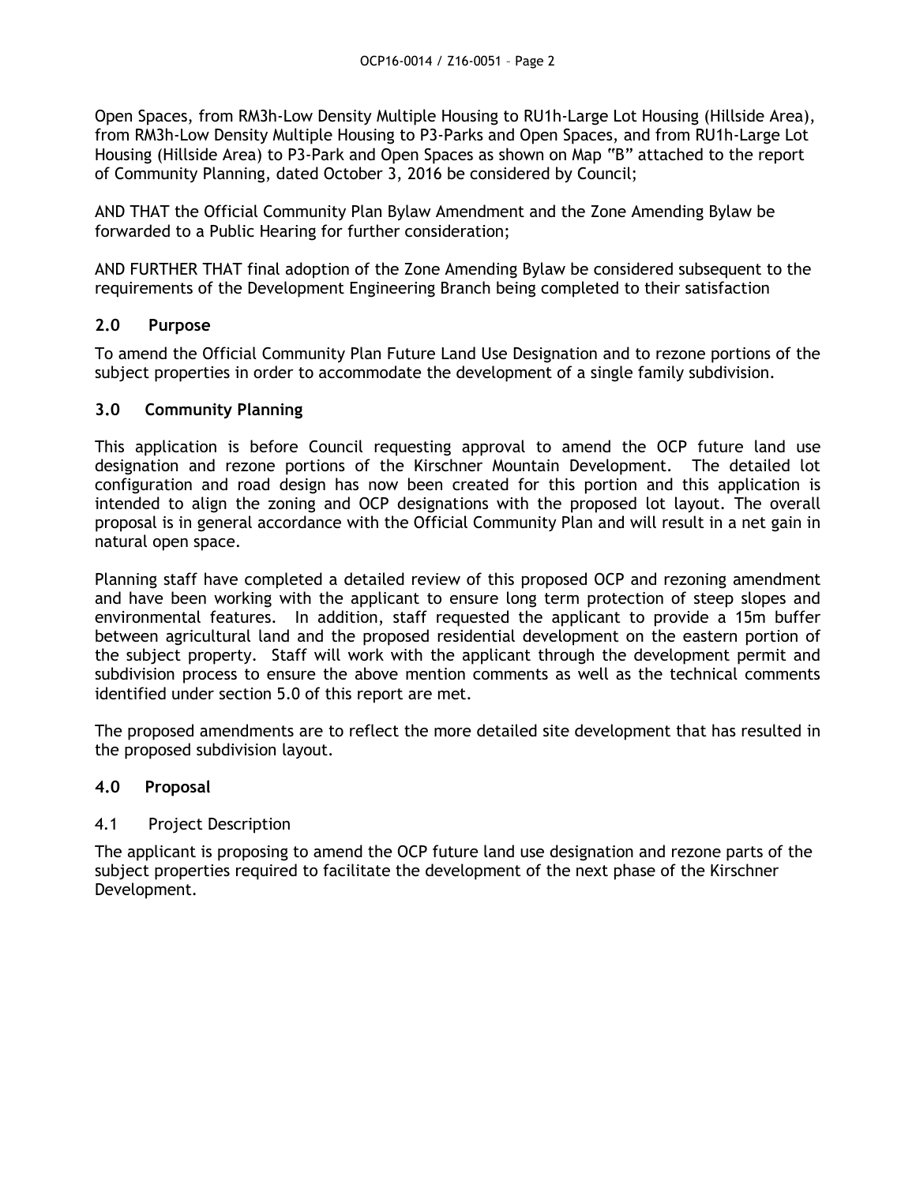Open Spaces, from RM3h-Low Density Multiple Housing to RU1h-Large Lot Housing (Hillside Area), from RM3h-Low Density Multiple Housing to P3-Parks and Open Spaces, and from RU1h-Large Lot Housing (Hillside Area) to P3-Park and Open Spaces as shown on Map "B" attached to the report of Community Planning, dated October 3, 2016 be considered by Council;

AND THAT the Official Community Plan Bylaw Amendment and the Zone Amending Bylaw be forwarded to a Public Hearing for further consideration;

AND FURTHER THAT final adoption of the Zone Amending Bylaw be considered subsequent to the requirements of the Development Engineering Branch being completed to their satisfaction

## 2.0 Purpose

To amend the Official Community Plan Future Land Use Designation and to rezone portions of the subject properties in order to accommodate the development of a single family subdivision.

## 3.0 Community Planning

This application is before Council requesting approval to amend the OCP future land use designation and rezone portions of the Kirschner Mountain Development. The detailed lot configuration and road design has now been created for this portion and this application is intended to align the zoning and OCP designations with the proposed lot layout. The overall proposal is in general accordance with the Official Community Plan and will result in a net gain in natural open space.

Planning staff have completed a detailed review of this proposed OCP and rezoning amendment and have been working with the applicant to ensure long term protection of steep slopes and environmental features. In addition, staff requested the applicant to provide a 15m buffer between agricultural land and the proposed residential development on the eastern portion of the subject property. Staff will work with the applicant through the development permit and subdivision process to ensure the above mention comments as well as the technical comments identified under section 5.0 of this report are met.

The proposed amendments are to reflect the more detailed site development that has resulted in the proposed subdivision layout.

## 4.0 Proposal

### 4.1 Project Description

The applicant is proposing to amend the OCP future land use designation and rezone parts of the subject properties required to facilitate the development of the next phase of the Kirschner Development.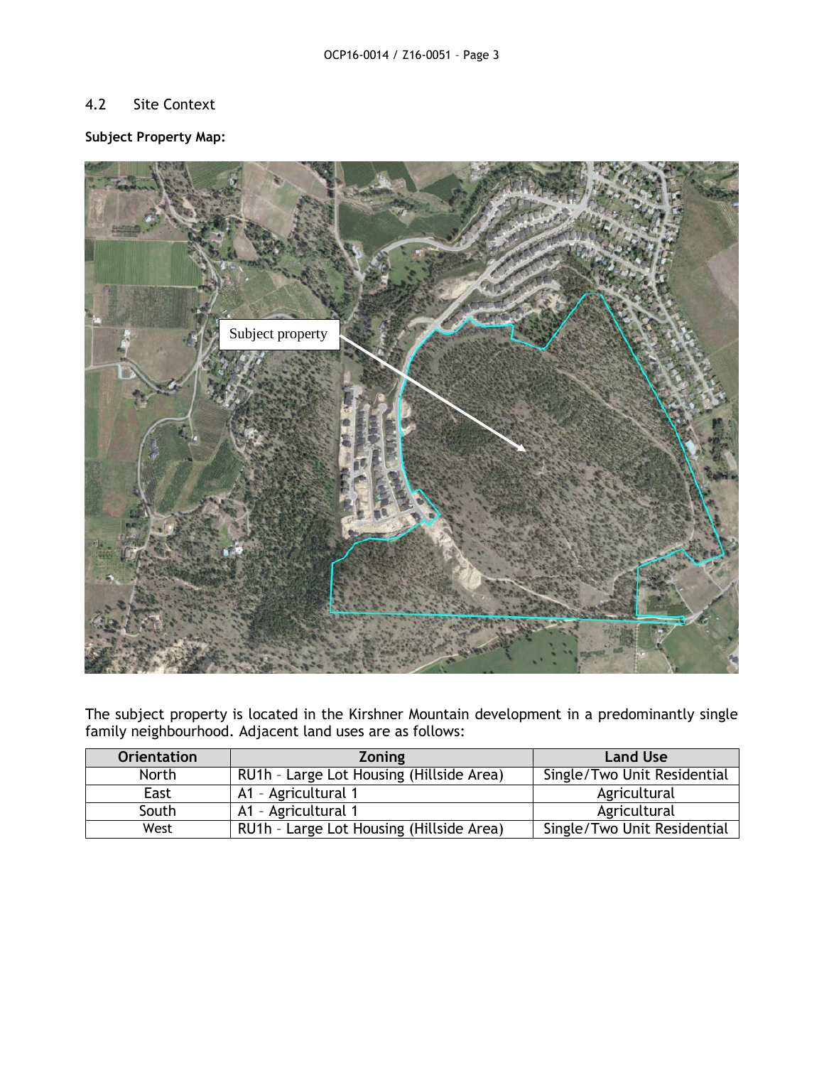## 4.2 Site Context

**Subject Property Map:**

The subject property is located in the Kirshner Mountain development in a predominantly single family neighbourhood. Adjacent land uses are as follows:

| Orientation | Zoning | Land Use |
|---|---|---|
| North | RU1h – Large Lot Housing (Hillside Area) | Single/Two Unit Residential |
| East | A1 – Agricultural 1 | Agricultural |
| South | A1 – Agricultural 1 | Agricultural |
| West | RU1h – Large Lot Housing (Hillside Area) | Single/Two Unit Residential |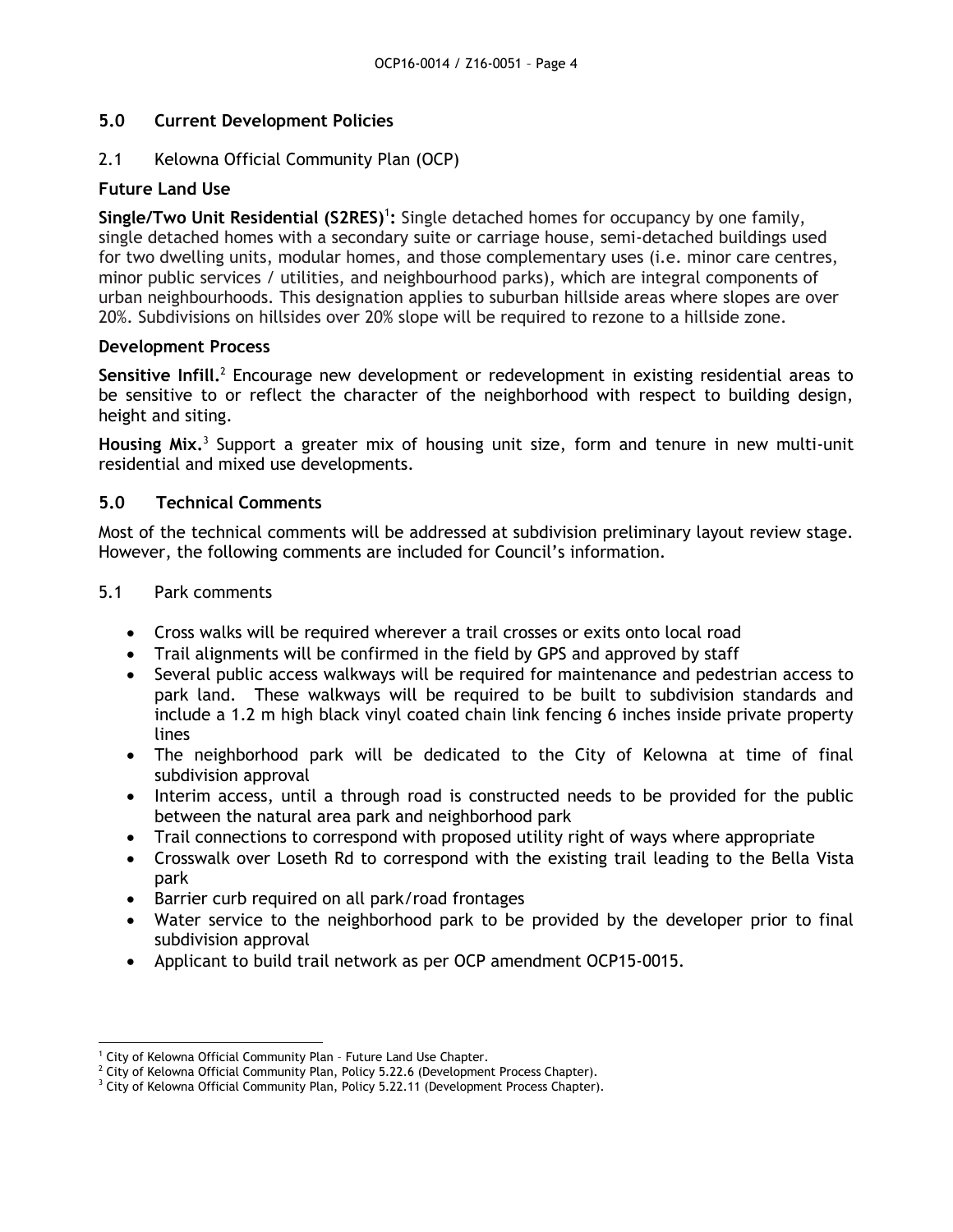## 5.0 Current Development Policies

### 2.1 Kelowna Official Community Plan (OCP)

#### Future Land Use

**Single/Two Unit Residential (S2RES)**[1]**:** Single detached homes for occupancy by one family, single detached homes with a secondary suite or carriage house, semi-detached buildings used for two dwelling units, modular homes, and those complementary uses (i.e. minor care centres, minor public services / utilities, and neighbourhood parks), which are integral components of urban neighbourhoods. This designation applies to suburban hillside areas where slopes are over 20%. Subdivisions on hillsides over 20% slope will be required to rezone to a hillside zone.

#### Development Process

**Sensitive Infill.**[2] Encourage new development or redevelopment in existing residential areas to be sensitive to or reflect the character of the neighborhood with respect to building design, height and siting.

**Housing Mix.**[3] Support a greater mix of housing unit size, form and tenure in new multi-unit residential and mixed use developments.

## 5.0 Technical Comments

Most of the technical comments will be addressed at subdivision preliminary layout review stage. However, the following comments are included for Council's information.

### 5.1 Park comments

- Cross walks will be required wherever a trail crosses or exits onto local road
- Trail alignments will be confirmed in the field by GPS and approved by staff
- Several public access walkways will be required for maintenance and pedestrian access to park land. These walkways will be required to be built to subdivision standards and include a 1.2 m high black vinyl coated chain link fencing 6 inches inside private property lines
- The neighborhood park will be dedicated to the City of Kelowna at time of final subdivision approval
- Interim access, until a through road is constructed needs to be provided for the public between the natural area park and neighborhood park
- Trail connections to correspond with proposed utility right of ways where appropriate
- Crosswalk over Loseth Rd to correspond with the existing trail leading to the Bella Vista park
- Barrier curb required on all park/road frontages
- Water service to the neighborhood park to be provided by the developer prior to final subdivision approval
- Applicant to build trail network as per OCP amendment OCP15-0015.

---

[1] City of Kelowna Official Community Plan – Future Land Use Chapter.

[2] City of Kelowna Official Community Plan, Policy 5.22.6 (Development Process Chapter).

[3] City of Kelowna Official Community Plan, Policy 5.22.11 (Development Process Chapter).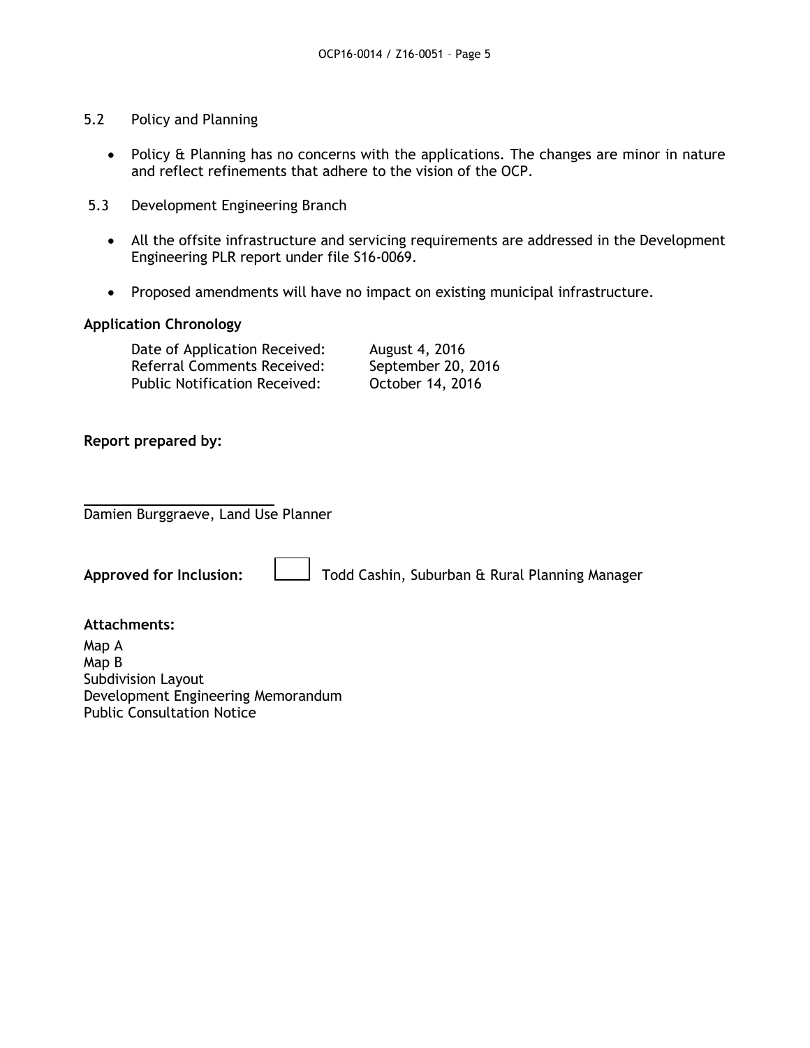5.2 Policy and Planning

- Policy & Planning has no concerns with the applications. The changes are minor in nature and reflect refinements that adhere to the vision of the OCP.

5.3 Development Engineering Branch

- All the offsite infrastructure and servicing requirements are addressed in the Development Engineering PLR report under file S16-0069.
- Proposed amendments will have no impact on existing municipal infrastructure.

**Application Chronology**

| | |
|---|---|
| Date of Application Received: | August 4, 2016 |
| Referral Comments Received: | September 20, 2016 |
| Public Notification Received: | October 14, 2016 |

**Report prepared by:**

Damien Burggraeve, Land Use Planner

**Approved for Inclusion:** Todd Cashin, Suburban & Rural Planning Manager

**Attachments:**

Map A
Map B
Subdivision Layout
Development Engineering Memorandum
Public Consultation Notice